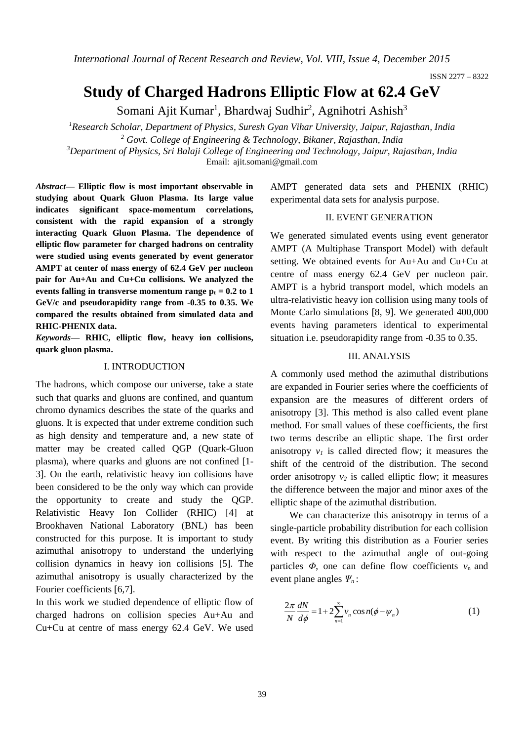# Study of Charged Hadrons Elliptic Flow at 62.4 GeV

Somani Ajit Kumar[1], Bhardwaj Sudhir[2], Agnihotri Ashish[3]

[1]Research Scholar, Department of Physics, Suresh Gyan Vihar University, Jaipur, Rajasthan, India
[2] Govt. College of Engineering & Technology, Bikaner, Rajasthan, India
[3]Department of Physics, Sri Balaji College of Engineering and Technology, Jaipur, Rajasthan, India
Email: ajit.somani@gmail.com

***Abstract*— Elliptic flow is most important observable in studying about Quark Gluon Plasma. Its large value indicates significant space-momentum correlations, consistent with the rapid expansion of a strongly interacting Quark Gluon Plasma. The dependence of elliptic flow parameter for charged hadrons on centrality were studied using events generated by event generator AMPT at center of mass energy of 62.4 GeV per nucleon pair for Au+Au and Cu+Cu collisions. We analyzed the events falling in transverse momentum range $p_t$ = 0.2 to 1 GeV/c and pseudorapidity range from -0.35 to 0.35. We compared the results obtained from simulated data and RHIC-PHENIX data.**

***Keywords*— RHIC, elliptic flow, heavy ion collisions, quark gluon plasma.**

## I. INTRODUCTION

The hadrons, which compose our universe, take a state such that quarks and gluons are confined, and quantum chromo dynamics describes the state of the quarks and gluons. It is expected that under extreme condition such as high density and temperature and, a new state of matter may be created called QGP (Quark-Gluon plasma), where quarks and gluons are not confined [1-3]. On the earth, relativistic heavy ion collisions have been considered to be the only way which can provide the opportunity to create and study the QGP. Relativistic Heavy Ion Collider (RHIC) [4] at Brookhaven National Laboratory (BNL) has been constructed for this purpose. It is important to study azimuthal anisotropy to understand the underlying collision dynamics in heavy ion collisions [5]. The azimuthal anisotropy is usually characterized by the Fourier coefficients [6,7].

In this work we studied dependence of elliptic flow of charged hadrons on collision species Au+Au and Cu+Cu at centre of mass energy 62.4 GeV. We used AMPT generated data sets and PHENIX (RHIC) experimental data sets for analysis purpose.

## II. EVENT GENERATION

We generated simulated events using event generator AMPT (A Multiphase Transport Model) with default setting. We obtained events for Au+Au and Cu+Cu at centre of mass energy 62.4 GeV per nucleon pair. AMPT is a hybrid transport model, which models an ultra-relativistic heavy ion collision using many tools of Monte Carlo simulations [8, 9]. We generated 400,000 events having parameters identical to experimental situation i.e. pseudorapidity range from -0.35 to 0.35.

## III. ANALYSIS

A commonly used method the azimuthal distributions are expanded in Fourier series where the coefficients of expansion are the measures of different orders of anisotropy [3]. This method is also called event plane method. For small values of these coefficients, the first two terms describe an elliptic shape. The first order anisotropy $v_1$ is called directed flow; it measures the shift of the centroid of the distribution. The second order anisotropy $v_2$ is called elliptic flow; it measures the difference between the major and minor axes of the elliptic shape of the azimuthal distribution.

We can characterize this anisotropy in terms of a single-particle probability distribution for each collision event. By writing this distribution as a Fourier series with respect to the azimuthal angle of out-going particles $\Phi$, one can define flow coefficients $v_n$ and event plane angles $\Psi_n$:

$$\frac{2\pi}{N}\frac{dN}{d\phi} = 1 + 2\sum_{n=1}^{\infty} v_n \cos n(\phi - \psi_n) \qquad (1)$$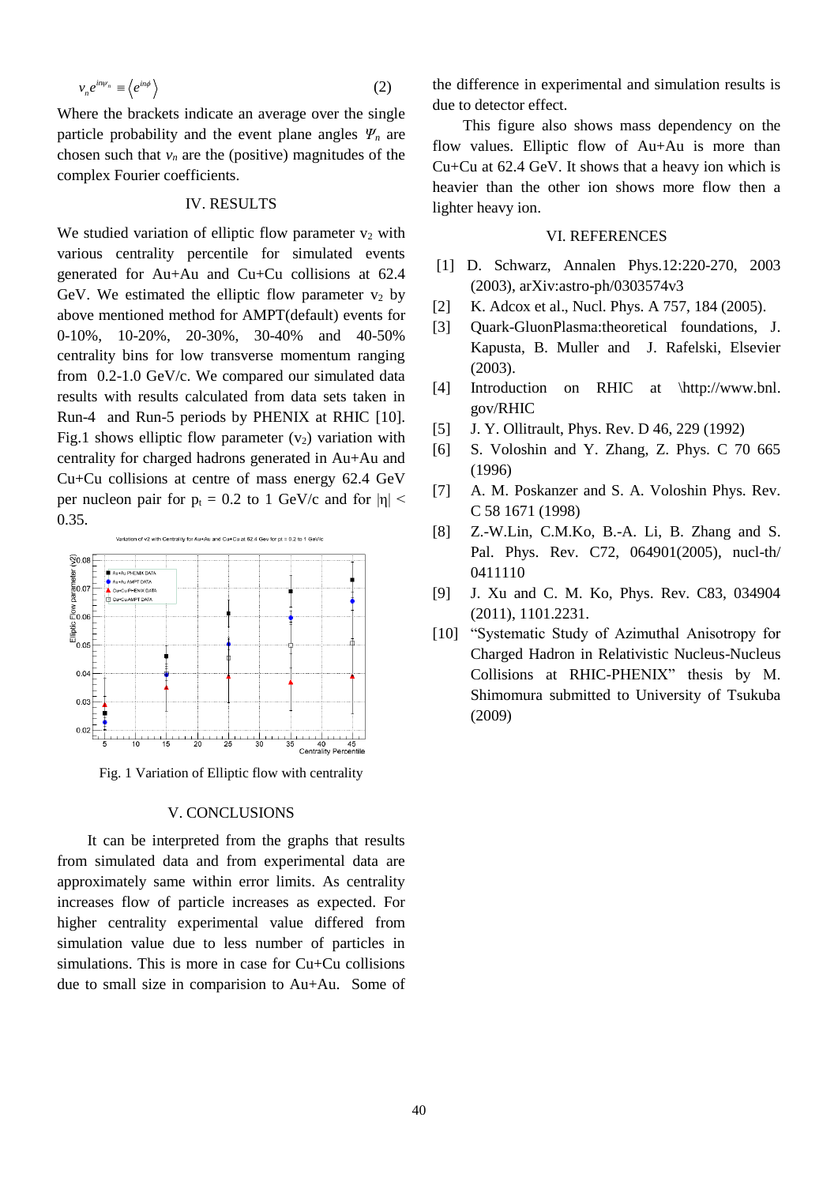$$v_n e^{in\psi_n} \equiv \left\langle e^{in\phi} \right\rangle \qquad (2)$$

Where the brackets indicate an average over the single particle probability and the event plane angles $\Psi_n$ are chosen such that $v_n$ are the (positive) magnitudes of the complex Fourier coefficients.

## IV. RESULTS

We studied variation of elliptic flow parameter $v_2$ with various centrality percentile for simulated events generated for Au+Au and Cu+Cu collisions at 62.4 GeV. We estimated the elliptic flow parameter $v_2$ by above mentioned method for AMPT(default) events for 0-10%, 10-20%, 20-30%, 30-40% and 40-50% centrality bins for low transverse momentum ranging from 0.2-1.0 GeV/c. We compared our simulated data results with results calculated from data sets taken in Run-4 and Run-5 periods by PHENIX at RHIC [10]. Fig.1 shows elliptic flow parameter ($v_2$) variation with centrality for charged hadrons generated in Au+Au and Cu+Cu collisions at centre of mass energy 62.4 GeV per nucleon pair for $p_t$ = 0.2 to 1 GeV/c and for $|\eta| < 0.35$.

Variation of v2 with Centrality for Au+Au and Cu+Cu at 62.4 Gev for pt = 0.2 to 1 GeV/c

Elliptic Flow parameter (v2)

0.08
0.07
0.06
0.05
0.04
0.03
0.02

5 10 15 20 25 30 35 40 45

Centrality Percentile

Au+Au PHENIX DATA
Au+Au AMPT DATA
Cu+Cu PHENIX DATA
Cu+Cu AMPT DATA

Fig. 1 Variation of Elliptic flow with centrality

## V. CONCLUSIONS

It can be interpreted from the graphs that results from simulated data and from experimental data are approximately same within error limits. As centrality increases flow of particle increases as expected. For higher centrality experimental value differed from simulation value due to less number of particles in simulations. This is more in case for Cu+Cu collisions due to small size in comparision to Au+Au. Some of the difference in experimental and simulation results is due to detector effect.

This figure also shows mass dependency on the flow values. Elliptic flow of Au+Au is more than Cu+Cu at 62.4 GeV. It shows that a heavy ion which is heavier than the other ion shows more flow then a lighter heavy ion.

## VI. REFERENCES

[1] D. Schwarz, Annalen Phys.12:220-270, 2003 (2003), arXiv:astro-ph/0303574v3

[2] K. Adcox et al., Nucl. Phys. A 757, 184 (2005).

[3] Quark-GluonPlasma:theoretical foundations, J. Kapusta, B. Muller and J. Rafelski, Elsevier (2003).

[4] Introduction on RHIC at \http://www.bnl.gov/RHIC

[5] J. Y. Ollitrault, Phys. Rev. D 46, 229 (1992)

[6] S. Voloshin and Y. Zhang, Z. Phys. C 70 665 (1996)

[7] A. M. Poskanzer and S. A. Voloshin Phys. Rev. C 58 1671 (1998)

[8] Z.-W.Lin, C.M.Ko, B.-A. Li, B. Zhang and S. Pal. Phys. Rev. C72, 064901(2005), nucl-th/0411110

[9] J. Xu and C. M. Ko, Phys. Rev. C83, 034904 (2011), 1101.2231.

[10] "Systematic Study of Azimuthal Anisotropy for Charged Hadron in Relativistic Nucleus-Nucleus Collisions at RHIC-PHENIX" thesis by M. Shimomura submitted to University of Tsukuba (2009)